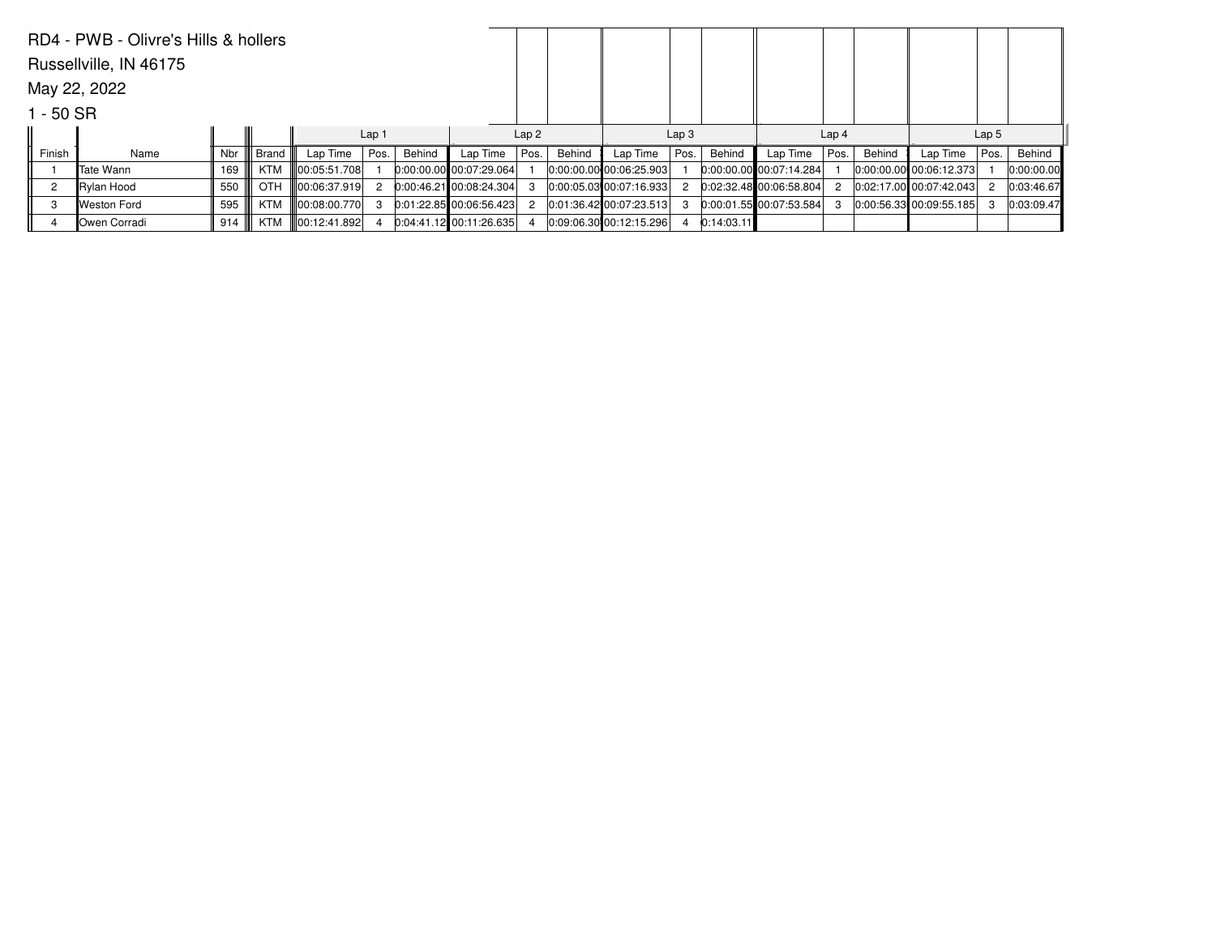RD4 - PWB - Olivre's Hills & hollers

Russellville, IN 46175

May 22, 2022

1 - 50 SR

| | | | | Lap 1 | | | Lap 2 | | | Lap 3 | | | Lap 4 | | | Lap 5 | | |
|---|---|---|---|---|---|---|---|---|---|---|---|---|---|---|---|---|---|---|
| Finish | Name | Nbr | Brand | Lap Time | Pos. | Behind | Lap Time | Pos. | Behind | Lap Time | Pos. | Behind | Lap Time | Pos. | Behind | Lap Time | Pos. | Behind |
| 1 | Tate Wann | 169 | KTM | 00:05:51.708 | 1 | 0:00:00.00 | 00:07:29.064 | 1 | 0:00:00.00 | 00:06:25.903 | 1 | 0:00:00.00 | 00:07:14.284 | 1 | 0:00:00.00 | 00:06:12.373 | 1 | 0:00:00.00 |
| 2 | Rylan Hood | 550 | OTH | 00:06:37.919 | 2 | 0:00:46.21 | 00:08:24.304 | 3 | 0:00:05.03 | 00:07:16.933 | 2 | 0:02:32.48 | 00:06:58.804 | 2 | 0:02:17.00 | 00:07:42.043 | 2 | 0:03:46.67 |
| 3 | Weston Ford | 595 | KTM | 00:08:00.770 | 3 | 0:01:22.85 | 00:06:56.423 | 2 | 0:01:36.42 | 00:07:23.513 | 3 | 0:00:01.55 | 00:07:53.584 | 3 | 0:00:56.33 | 00:09:55.185 | 3 | 0:03:09.47 |
| 4 | Owen Corradi | 914 | KTM | 00:12:41.892 | 4 | 0:04:41.12 | 00:11:26.635 | 4 | 0:09:06.30 | 00:12:15.296 | 4 | 0:14:03.11 | | | | | | |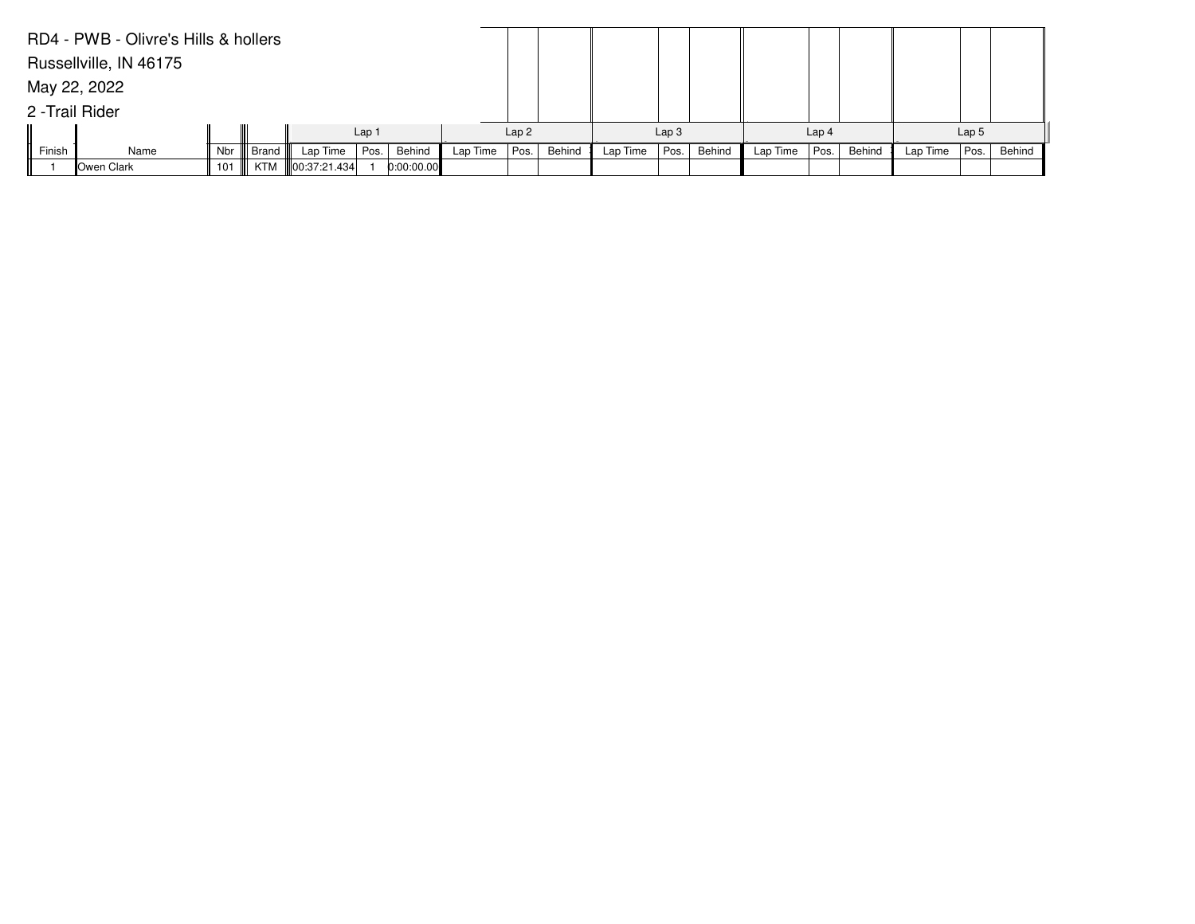RD4 - PWB - Olivre's Hills & hollers

Russellville, IN 46175

May 22, 2022

2 -Trail Rider

| | | | | Lap 1 | | | Lap 2 | | | Lap 3 | | | Lap 4 | | | Lap 5 | | |
|---|---|---|---|---|---|---|---|---|---|---|---|---|---|---|---|---|---|---|
| Finish | Name | Nbr | Brand | Lap Time | Pos. | Behind | Lap Time | Pos. | Behind | Lap Time | Pos. | Behind | Lap Time | Pos. | Behind | Lap Time | Pos. | Behind |
| 1 | Owen Clark | 101 | KTM | 00:37:21.434 | 1 | 0:00:00.00 | | | | | | | | | | | | |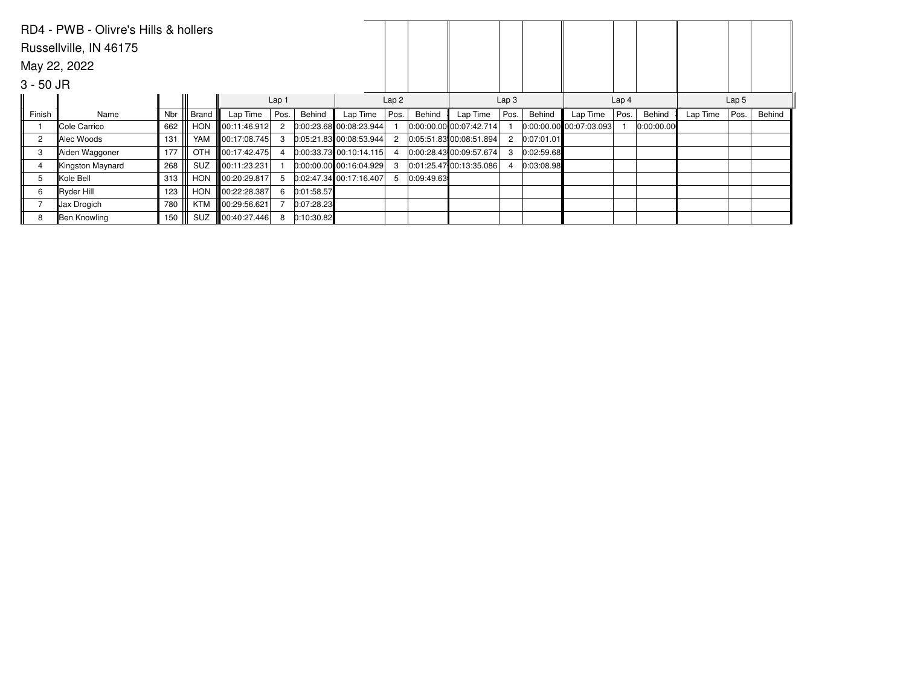RD4 - PWB - Olivre's Hills & hollers

Russellville, IN 46175

May 22, 2022

3 - 50 JR

| Finish | Name | Nbr | Brand | Lap 1 | | | Lap 2 | | | Lap 3 | | | Lap 4 | | | Lap 5 | | |
|---|---|---|---|---|---|---|---|---|---|---|---|---|---|---|---|---|---|---|
| | | | | Lap Time | Pos. | Behind | Lap Time | Pos. | Behind | Lap Time | Pos. | Behind | Lap Time | Pos. | Behind | Lap Time | Pos. | Behind |
| 1 | Cole Carrico | 662 | HON | 00:11:46.912 | 2 | 0:00:23.68 | 00:08:23.944 | 1 | 0:00:00.00 | 00:07:42.714 | 1 | 0:00:00.00 | 00:07:03.093 | 1 | 0:00:00.00 | | | |
| 2 | Alec Woods | 131 | YAM | 00:17:08.745 | 3 | 0:05:21.83 | 00:08:53.944 | 2 | 0:05:51.83 | 00:08:51.894 | 2 | 0:07:01.01 | | | | | | |
| 3 | Aiden Waggoner | 177 | OTH | 00:17:42.475 | 4 | 0:00:33.73 | 00:10:14.115 | 4 | 0:00:28.43 | 00:09:57.674 | 3 | 0:02:59.68 | | | | | | |
| 4 | Kingston Maynard | 268 | SUZ | 00:11:23.231 | 1 | 0:00:00.00 | 00:16:04.929 | 3 | 0:01:25.47 | 00:13:35.086 | 4 | 0:03:08.98 | | | | | | |
| 5 | Kole Bell | 313 | HON | 00:20:29.817 | 5 | 0:02:47.34 | 00:17:16.407 | 5 | 0:09:49.63 | | | | | | | | | |
| 6 | Ryder Hill | 123 | HON | 00:22:28.387 | 6 | 0:01:58.57 | | | | | | | | | | | | |
| 7 | Jax Drogich | 780 | KTM | 00:29:56.621 | 7 | 0:07:28.23 | | | | | | | | | | | | |
| 8 | Ben Knowling | 150 | SUZ | 00:40:27.446 | 8 | 0:10:30.82 | | | | | | | | | | | | |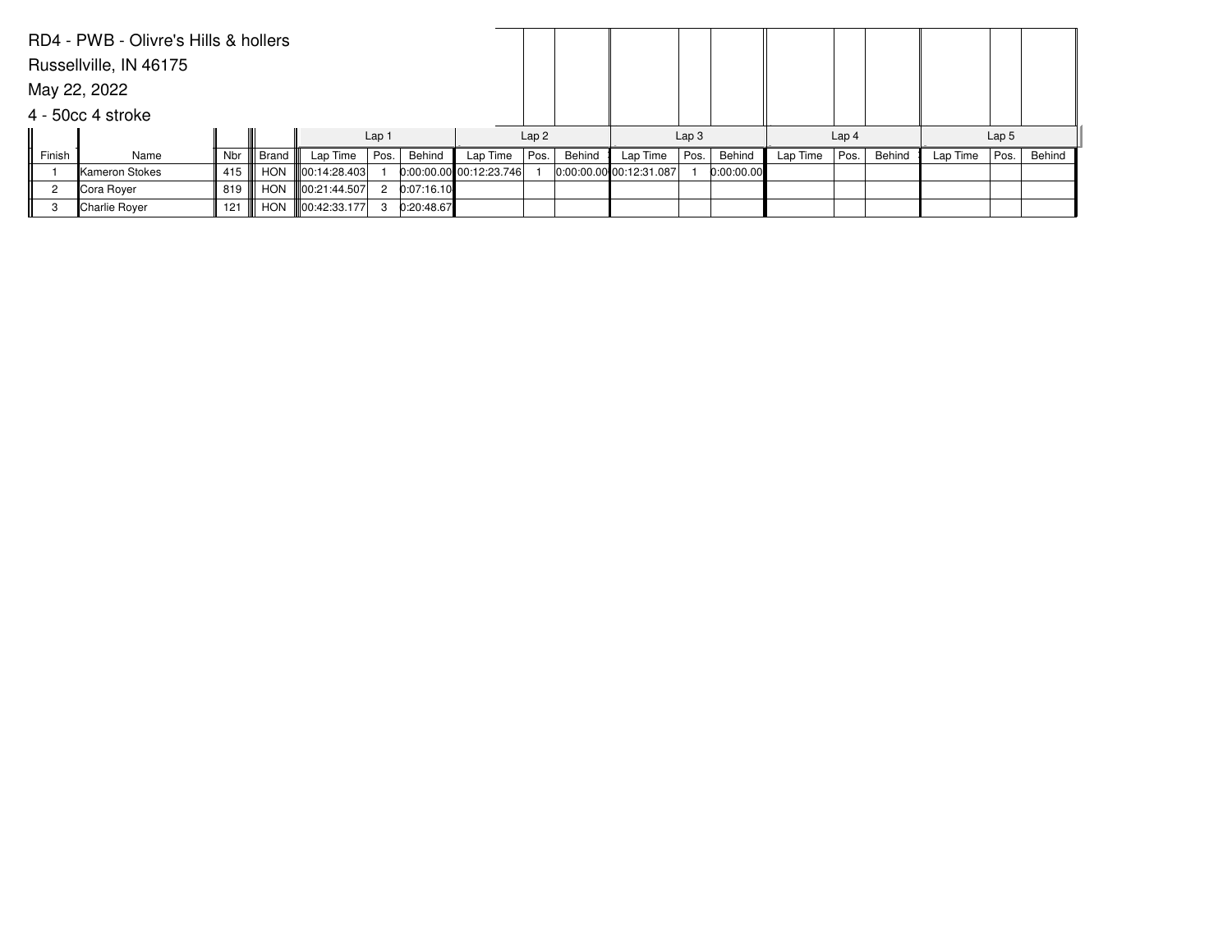RD4 - PWB - Olivre's Hills & hollers

Russellville, IN 46175

May 22, 2022

4 - 50cc 4 stroke

| | | | | Lap 1 | | | Lap 2 | | | Lap 3 | | | Lap 4 | | | Lap 5 | | |
|---|---|---|---|---|---|---|---|---|---|---|---|---|---|---|---|---|---|---|
| Finish | Name | Nbr | Brand | Lap Time | Pos. | Behind | Lap Time | Pos. | Behind | Lap Time | Pos. | Behind | Lap Time | Pos. | Behind | Lap Time | Pos. | Behind |
| 1 | Kameron Stokes | 415 | HON | 00:14:28.403 | 1 | 0:00:00.00 | 00:12:23.746 | 1 | 0:00:00.00 | 00:12:31.087 | 1 | 0:00:00.00 | | | | | | |
| 2 | Cora Royer | 819 | HON | 00:21:44.507 | 2 | 0:07:16.10 | | | | | | | | | | | | |
| 3 | Charlie Royer | 121 | HON | 00:42:33.177 | 3 | 0:20:48.67 | | | | | | | | | | | | |